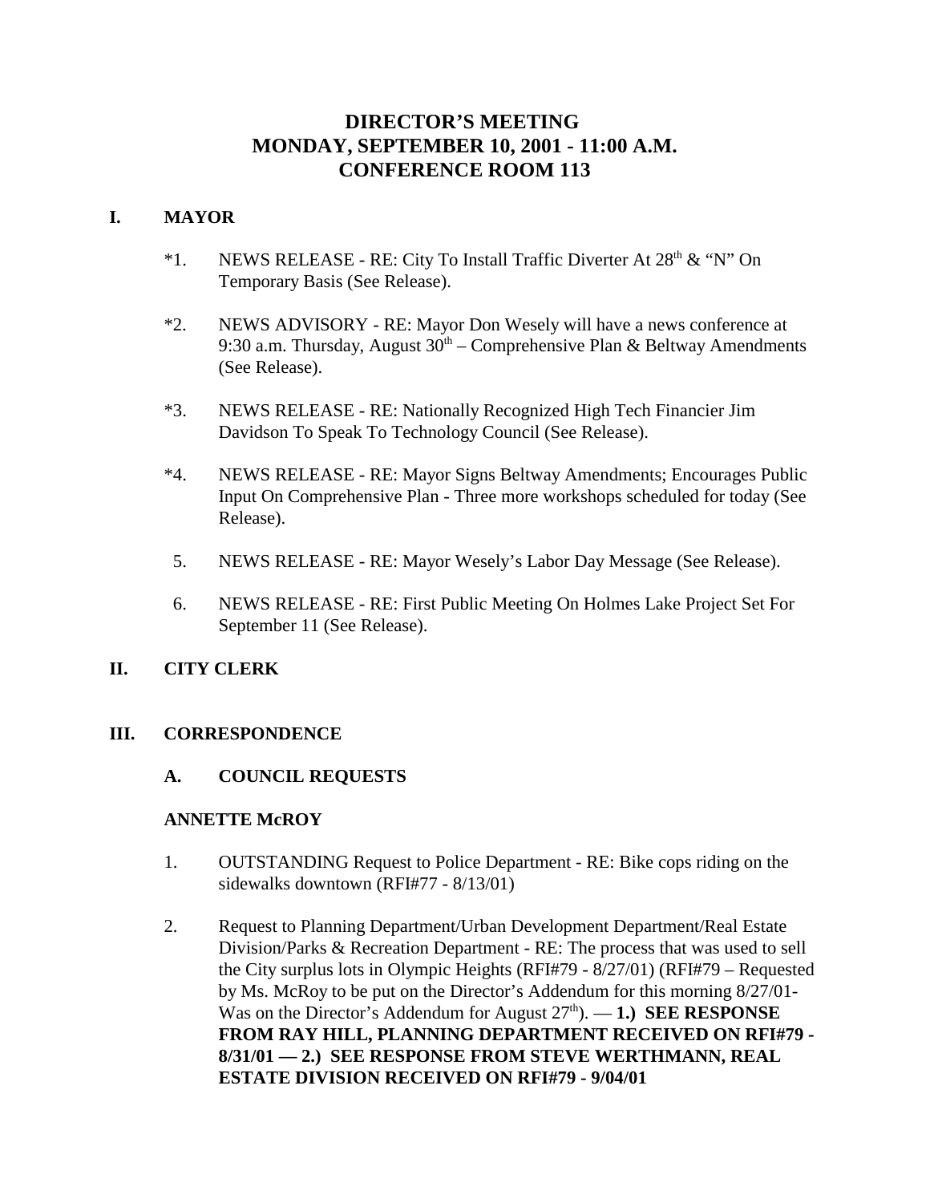# DIRECTOR'S MEETING
# MONDAY, SEPTEMBER 10, 2001 - 11:00 A.M.
# CONFERENCE ROOM 113

## I. MAYOR

*1. NEWS RELEASE - RE: City To Install Traffic Diverter At 28th & "N" On Temporary Basis (See Release).

*2. NEWS ADVISORY - RE: Mayor Don Wesely will have a news conference at 9:30 a.m. Thursday, August 30th – Comprehensive Plan & Beltway Amendments (See Release).

*3. NEWS RELEASE - RE: Nationally Recognized High Tech Financier Jim Davidson To Speak To Technology Council (See Release).

*4. NEWS RELEASE - RE: Mayor Signs Beltway Amendments; Encourages Public Input On Comprehensive Plan - Three more workshops scheduled for today (See Release).

5. NEWS RELEASE - RE: Mayor Wesely's Labor Day Message (See Release).

6. NEWS RELEASE - RE: First Public Meeting On Holmes Lake Project Set For September 11 (See Release).

## II. CITY CLERK

## III. CORRESPONDENCE

### A. COUNCIL REQUESTS

**ANNETTE McROY**

1. OUTSTANDING Request to Police Department - RE: Bike cops riding on the sidewalks downtown (RFI#77 - 8/13/01)

2. Request to Planning Department/Urban Development Department/Real Estate Division/Parks & Recreation Department - RE: The process that was used to sell the City surplus lots in Olympic Heights (RFI#79 - 8/27/01) (RFI#79 – Requested by Ms. McRoy to be put on the Director's Addendum for this morning 8/27/01- Was on the Director's Addendum for August 27th). — **1.) SEE RESPONSE FROM RAY HILL, PLANNING DEPARTMENT RECEIVED ON RFI#79 - 8/31/01 — 2.) SEE RESPONSE FROM STEVE WERTHMANN, REAL ESTATE DIVISION RECEIVED ON RFI#79 - 9/04/01**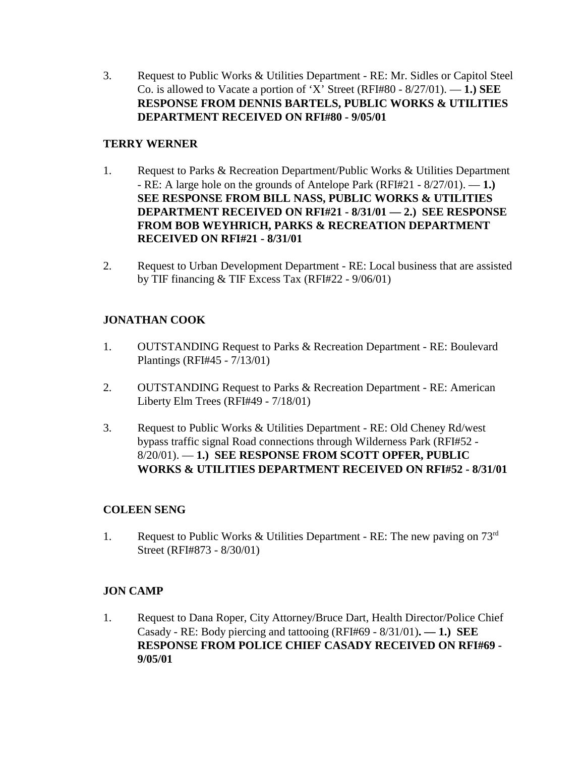3. Request to Public Works & Utilities Department - RE: Mr. Sidles or Capitol Steel Co. is allowed to Vacate a portion of 'X' Street (RFI#80 - 8/27/01). — **1.) SEE RESPONSE FROM DENNIS BARTELS, PUBLIC WORKS & UTILITIES DEPARTMENT RECEIVED ON RFI#80 - 9/05/01**

**TERRY WERNER**

1. Request to Parks & Recreation Department/Public Works & Utilities Department - RE: A large hole on the grounds of Antelope Park (RFI#21 - 8/27/01). — **1.) SEE RESPONSE FROM BILL NASS, PUBLIC WORKS & UTILITIES DEPARTMENT RECEIVED ON RFI#21 - 8/31/01 — 2.) SEE RESPONSE FROM BOB WEYHRICH, PARKS & RECREATION DEPARTMENT RECEIVED ON RFI#21 - 8/31/01**

2. Request to Urban Development Department - RE: Local business that are assisted by TIF financing & TIF Excess Tax (RFI#22 - 9/06/01)

**JONATHAN COOK**

1. OUTSTANDING Request to Parks & Recreation Department - RE: Boulevard Plantings (RFI#45 - 7/13/01)

2. OUTSTANDING Request to Parks & Recreation Department - RE: American Liberty Elm Trees (RFI#49 - 7/18/01)

3. Request to Public Works & Utilities Department - RE: Old Cheney Rd/west bypass traffic signal Road connections through Wilderness Park (RFI#52 - 8/20/01). — **1.) SEE RESPONSE FROM SCOTT OPFER, PUBLIC WORKS & UTILITIES DEPARTMENT RECEIVED ON RFI#52 - 8/31/01**

**COLEEN SENG**

1. Request to Public Works & Utilities Department - RE: The new paving on 73rd Street (RFI#873 - 8/30/01)

**JON CAMP**

1. Request to Dana Roper, City Attorney/Bruce Dart, Health Director/Police Chief Casady - RE: Body piercing and tattooing (RFI#69 - 8/31/01)**. — 1.) SEE RESPONSE FROM POLICE CHIEF CASADY RECEIVED ON RFI#69 - 9/05/01**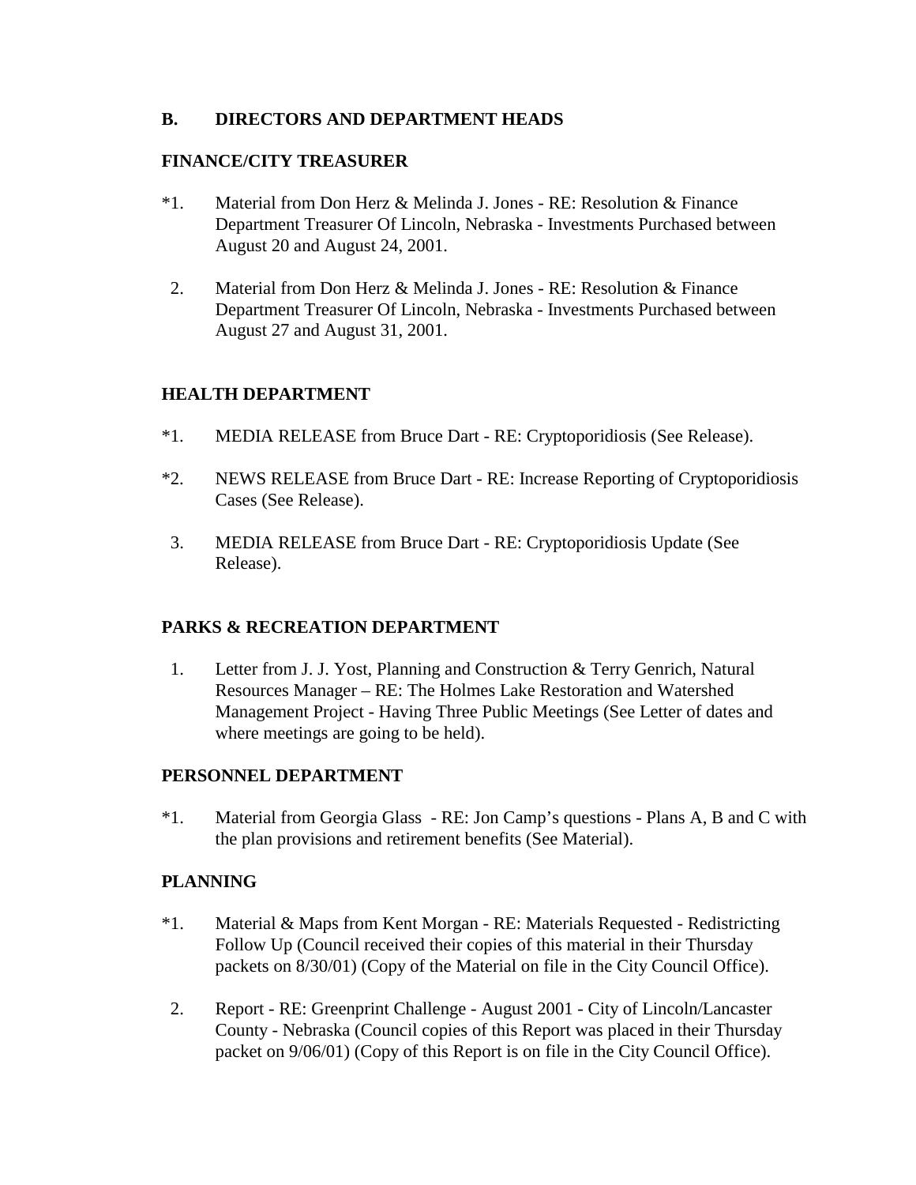## B. DIRECTORS AND DEPARTMENT HEADS

### FINANCE/CITY TREASURER

*1. Material from Don Herz & Melinda J. Jones - RE: Resolution & Finance Department Treasurer Of Lincoln, Nebraska - Investments Purchased between August 20 and August 24, 2001.

2. Material from Don Herz & Melinda J. Jones - RE: Resolution & Finance Department Treasurer Of Lincoln, Nebraska - Investments Purchased between August 27 and August 31, 2001.

### HEALTH DEPARTMENT

*1. MEDIA RELEASE from Bruce Dart - RE: Cryptoporidiosis (See Release).

*2. NEWS RELEASE from Bruce Dart - RE: Increase Reporting of Cryptoporidiosis Cases (See Release).

3. MEDIA RELEASE from Bruce Dart - RE: Cryptoporidiosis Update (See Release).

### PARKS & RECREATION DEPARTMENT

1. Letter from J. J. Yost, Planning and Construction & Terry Genrich, Natural Resources Manager – RE: The Holmes Lake Restoration and Watershed Management Project - Having Three Public Meetings (See Letter of dates and where meetings are going to be held).

### PERSONNEL DEPARTMENT

*1. Material from Georgia Glass - RE: Jon Camp's questions - Plans A, B and C with the plan provisions and retirement benefits (See Material).

### PLANNING

*1. Material & Maps from Kent Morgan - RE: Materials Requested - Redistricting Follow Up (Council received their copies of this material in their Thursday packets on 8/30/01) (Copy of the Material on file in the City Council Office).

2. Report - RE: Greenprint Challenge - August 2001 - City of Lincoln/Lancaster County - Nebraska (Council copies of this Report was placed in their Thursday packet on 9/06/01) (Copy of this Report is on file in the City Council Office).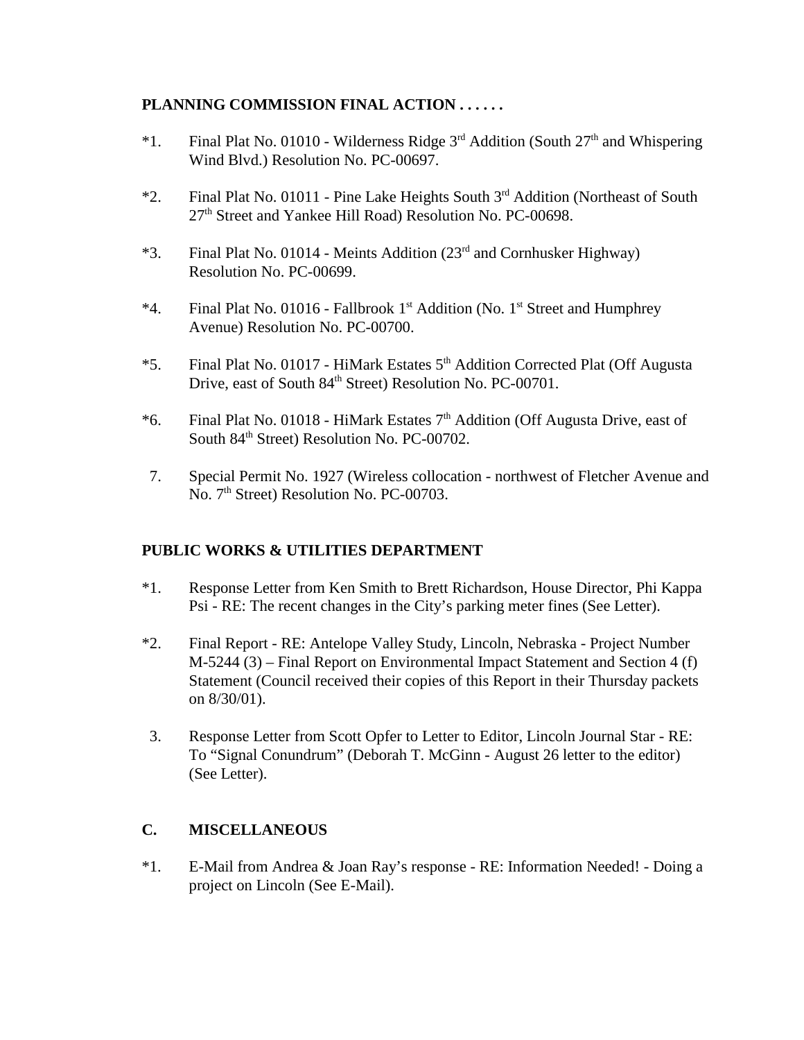**PLANNING COMMISSION FINAL ACTION . . . . . .**

*1. Final Plat No. 01010 - Wilderness Ridge 3rd Addition (South 27th and Whispering Wind Blvd.) Resolution No. PC-00697.

*2. Final Plat No. 01011 - Pine Lake Heights South 3rd Addition (Northeast of South 27th Street and Yankee Hill Road) Resolution No. PC-00698.

*3. Final Plat No. 01014 - Meints Addition (23rd and Cornhusker Highway) Resolution No. PC-00699.

*4. Final Plat No. 01016 - Fallbrook 1st Addition (No. 1st Street and Humphrey Avenue) Resolution No. PC-00700.

*5. Final Plat No. 01017 - HiMark Estates 5th Addition Corrected Plat (Off Augusta Drive, east of South 84th Street) Resolution No. PC-00701.

*6. Final Plat No. 01018 - HiMark Estates 7th Addition (Off Augusta Drive, east of South 84th Street) Resolution No. PC-00702.

7. Special Permit No. 1927 (Wireless collocation - northwest of Fletcher Avenue and No. 7th Street) Resolution No. PC-00703.

**PUBLIC WORKS & UTILITIES DEPARTMENT**

*1. Response Letter from Ken Smith to Brett Richardson, House Director, Phi Kappa Psi - RE: The recent changes in the City's parking meter fines (See Letter).

*2. Final Report - RE: Antelope Valley Study, Lincoln, Nebraska - Project Number M-5244 (3) – Final Report on Environmental Impact Statement and Section 4 (f) Statement (Council received their copies of this Report in their Thursday packets on 8/30/01).

3. Response Letter from Scott Opfer to Letter to Editor, Lincoln Journal Star - RE: To "Signal Conundrum" (Deborah T. McGinn - August 26 letter to the editor) (See Letter).

**C. MISCELLANEOUS**

*1. E-Mail from Andrea & Joan Ray's response - RE: Information Needed! - Doing a project on Lincoln (See E-Mail).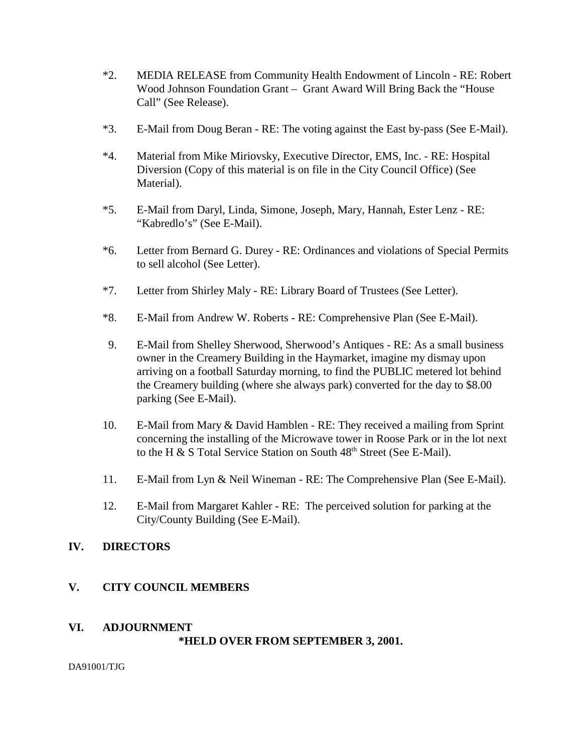*2. MEDIA RELEASE from Community Health Endowment of Lincoln - RE: Robert Wood Johnson Foundation Grant – Grant Award Will Bring Back the "House Call" (See Release).

*3. E-Mail from Doug Beran - RE: The voting against the East by-pass (See E-Mail).

*4. Material from Mike Miriovsky, Executive Director, EMS, Inc. - RE: Hospital Diversion (Copy of this material is on file in the City Council Office) (See Material).

*5. E-Mail from Daryl, Linda, Simone, Joseph, Mary, Hannah, Ester Lenz - RE: "Kabredlo's" (See E-Mail).

*6. Letter from Bernard G. Durey - RE: Ordinances and violations of Special Permits to sell alcohol (See Letter).

*7. Letter from Shirley Maly - RE: Library Board of Trustees (See Letter).

*8. E-Mail from Andrew W. Roberts - RE: Comprehensive Plan (See E-Mail).

9. E-Mail from Shelley Sherwood, Sherwood's Antiques - RE: As a small business owner in the Creamery Building in the Haymarket, imagine my dismay upon arriving on a football Saturday morning, to find the PUBLIC metered lot behind the Creamery building (where she always park) converted for the day to $8.00 parking (See E-Mail).

10. E-Mail from Mary & David Hamblen - RE: They received a mailing from Sprint concerning the installing of the Microwave tower in Roose Park or in the lot next to the H & S Total Service Station on South 48th Street (See E-Mail).

11. E-Mail from Lyn & Neil Wineman - RE: The Comprehensive Plan (See E-Mail).

12. E-Mail from Margaret Kahler - RE: The perceived solution for parking at the City/County Building (See E-Mail).

## IV. DIRECTORS

## V. CITY COUNCIL MEMBERS

## VI. ADJOURNMENT

**\*HELD OVER FROM SEPTEMBER 3, 2001.**

DA91001/TJG